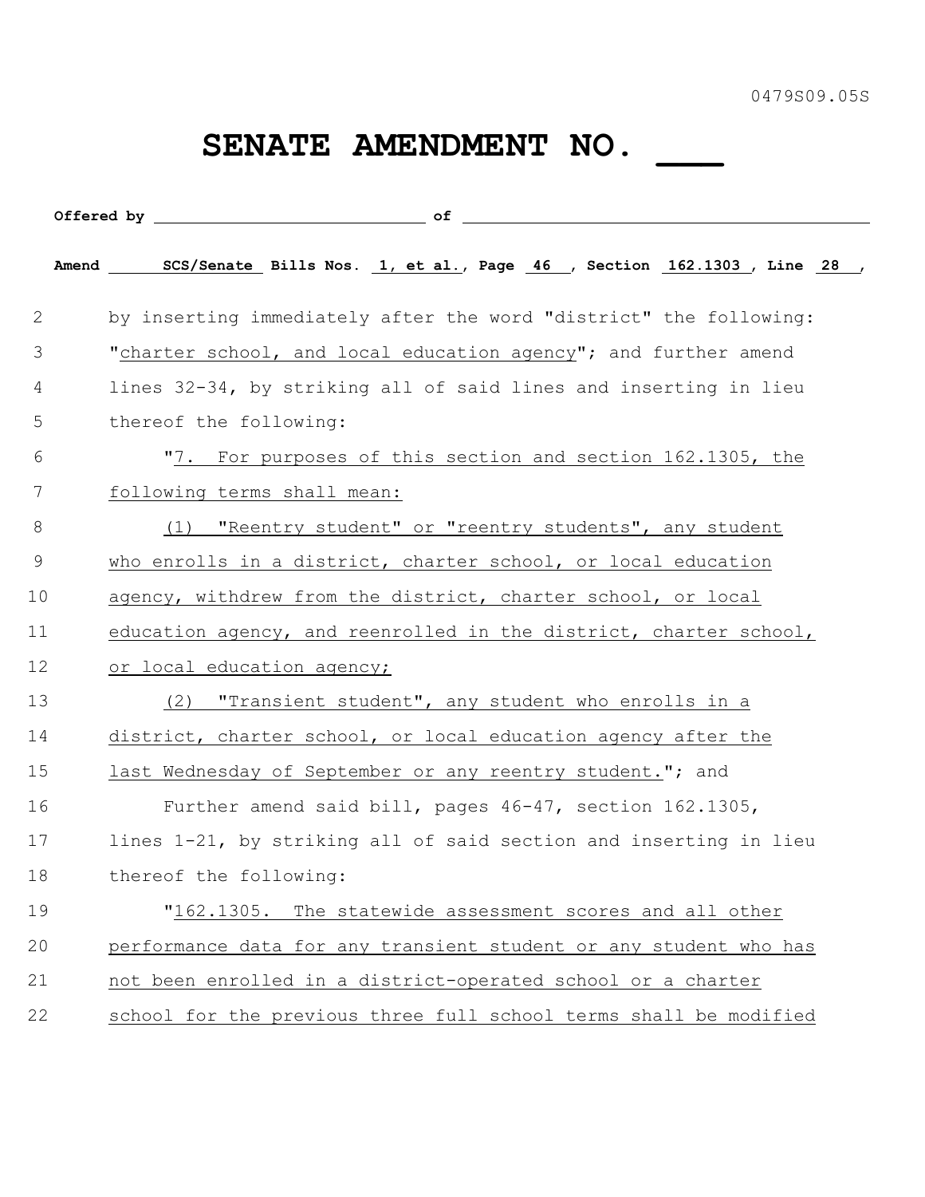0479S09.05S

# SENATE AMENDMENT NO. ___

**Offered by** ______________________ **of** ______________________

**Amend** SCS/Senate **Bills Nos.** 1, et al.**, Page** 46 **, Section** 162.1303 **, Line** 28 **,**

by inserting immediately after the word "district" the following: "charter school, and local education agency"; and further amend lines 32-34, by striking all of said lines and inserting in lieu thereof the following:

"7. For purposes of this section and section 162.1305, the following terms shall mean:

(1) "Reentry student" or "reentry students", any student who enrolls in a district, charter school, or local education agency, withdrew from the district, charter school, or local education agency, and reenrolled in the district, charter school, or local education agency;

(2) "Transient student", any student who enrolls in a district, charter school, or local education agency after the last Wednesday of September or any reentry student."; and

Further amend said bill, pages 46-47, section 162.1305, lines 1-21, by striking all of said section and inserting in lieu thereof the following:

"162.1305. The statewide assessment scores and all other performance data for any transient student or any student who has not been enrolled in a district-operated school or a charter school for the previous three full school terms shall be modified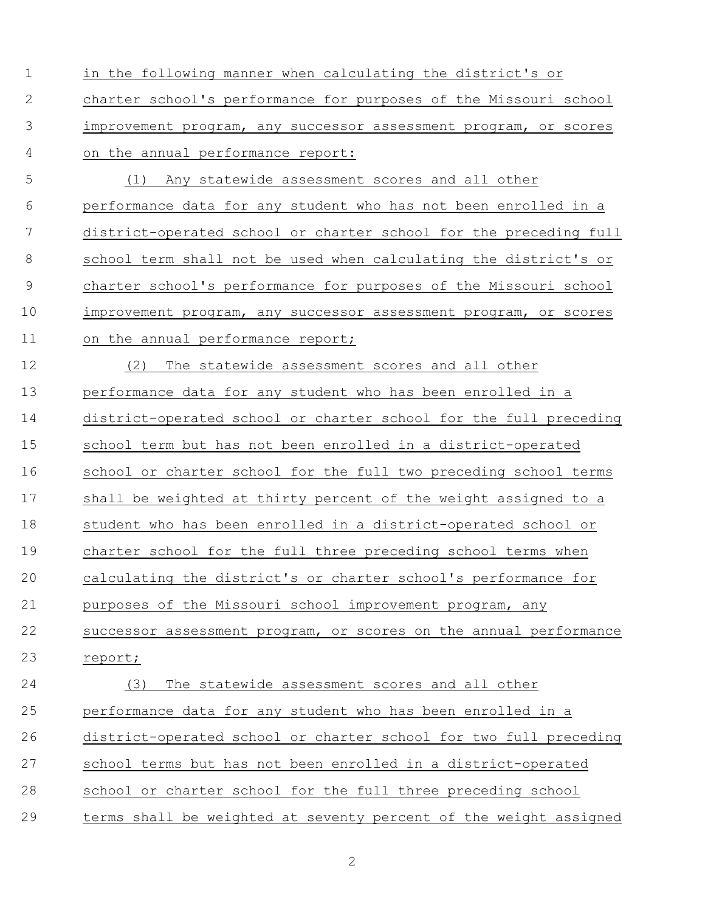in the following manner when calculating the district's or charter school's performance for purposes of the Missouri school improvement program, any successor assessment program, or scores on the annual performance report:

(1) Any statewide assessment scores and all other performance data for any student who has not been enrolled in a district-operated school or charter school for the preceding full school term shall not be used when calculating the district's or charter school's performance for purposes of the Missouri school improvement program, any successor assessment program, or scores on the annual performance report;

(2) The statewide assessment scores and all other performance data for any student who has been enrolled in a district-operated school or charter school for the full preceding school term but has not been enrolled in a district-operated school or charter school for the full two preceding school terms shall be weighted at thirty percent of the weight assigned to a student who has been enrolled in a district-operated school or charter school for the full three preceding school terms when calculating the district's or charter school's performance for purposes of the Missouri school improvement program, any successor assessment program, or scores on the annual performance report;

(3) The statewide assessment scores and all other performance data for any student who has been enrolled in a district-operated school or charter school for two full preceding school terms but has not been enrolled in a district-operated school or charter school for the full three preceding school terms shall be weighted at seventy percent of the weight assigned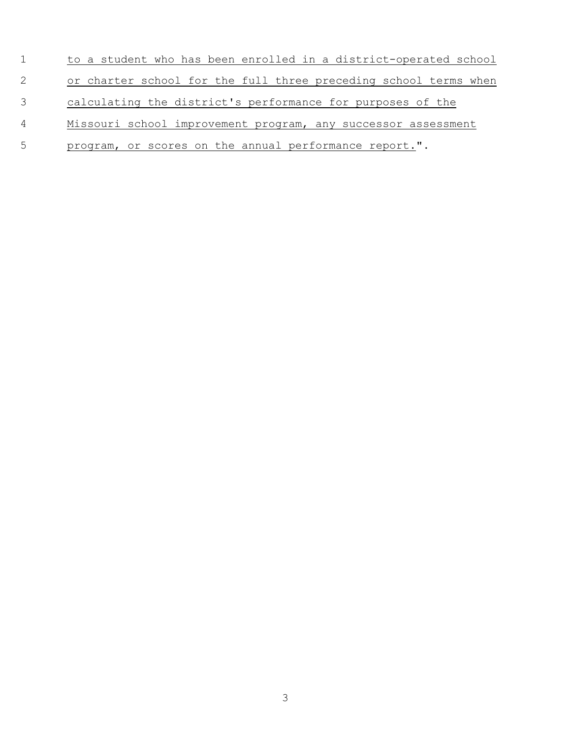to a student who has been enrolled in a district-operated school or charter school for the full three preceding school terms when calculating the district's performance for purposes of the Missouri school improvement program, any successor assessment program, or scores on the annual performance report.".